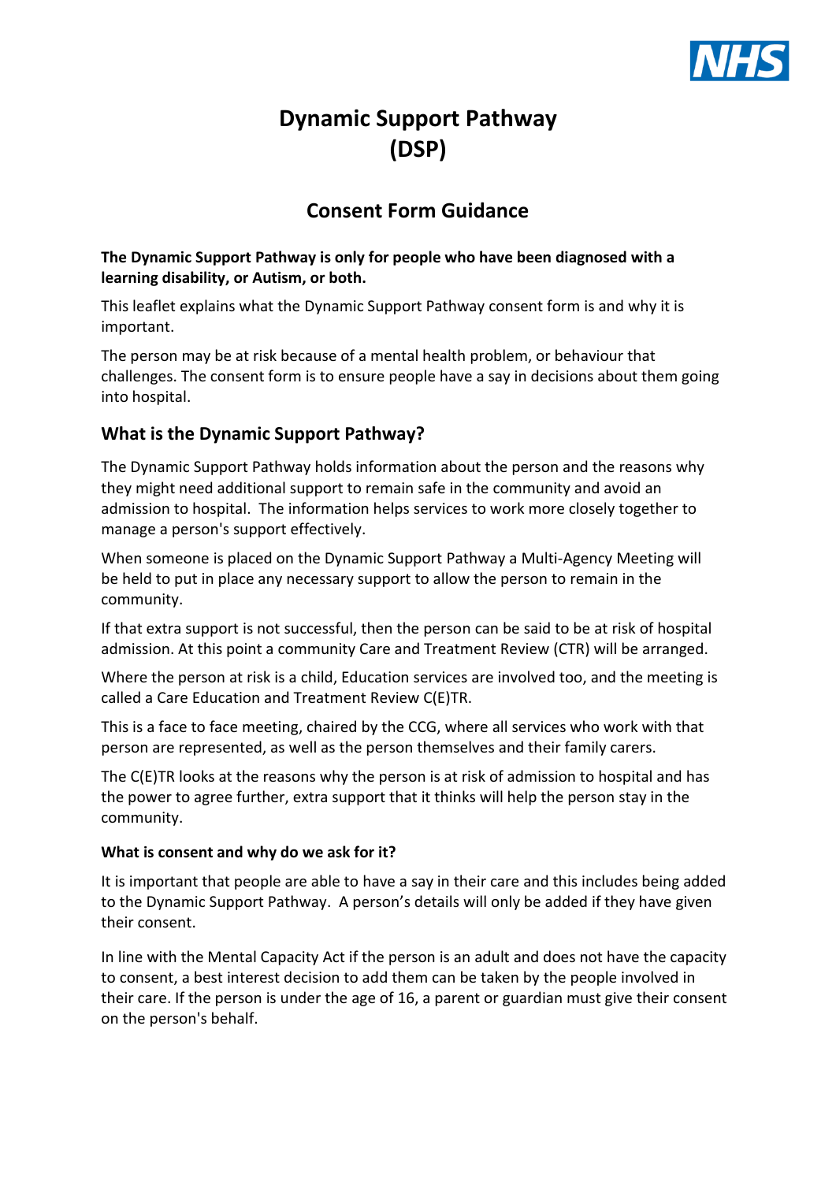# Dynamic Support Pathway (DSP)

## Consent Form Guidance

**The Dynamic Support Pathway is only for people who have been diagnosed with a learning disability, or Autism, or both.**

This leaflet explains what the Dynamic Support Pathway consent form is and why it is important.

The person may be at risk because of a mental health problem, or behaviour that challenges. The consent form is to ensure people have a say in decisions about them going into hospital.

### What is the Dynamic Support Pathway?

The Dynamic Support Pathway holds information about the person and the reasons why they might need additional support to remain safe in the community and avoid an admission to hospital. The information helps services to work more closely together to manage a person's support effectively.

When someone is placed on the Dynamic Support Pathway a Multi-Agency Meeting will be held to put in place any necessary support to allow the person to remain in the community.

If that extra support is not successful, then the person can be said to be at risk of hospital admission. At this point a community Care and Treatment Review (CTR) will be arranged.

Where the person at risk is a child, Education services are involved too, and the meeting is called a Care Education and Treatment Review C(E)TR.

This is a face to face meeting, chaired by the CCG, where all services who work with that person are represented, as well as the person themselves and their family carers.

The C(E)TR looks at the reasons why the person is at risk of admission to hospital and has the power to agree further, extra support that it thinks will help the person stay in the community.

#### What is consent and why do we ask for it?

It is important that people are able to have a say in their care and this includes being added to the Dynamic Support Pathway. A person's details will only be added if they have given their consent.

In line with the Mental Capacity Act if the person is an adult and does not have the capacity to consent, a best interest decision to add them can be taken by the people involved in their care. If the person is under the age of 16, a parent or guardian must give their consent on the person's behalf.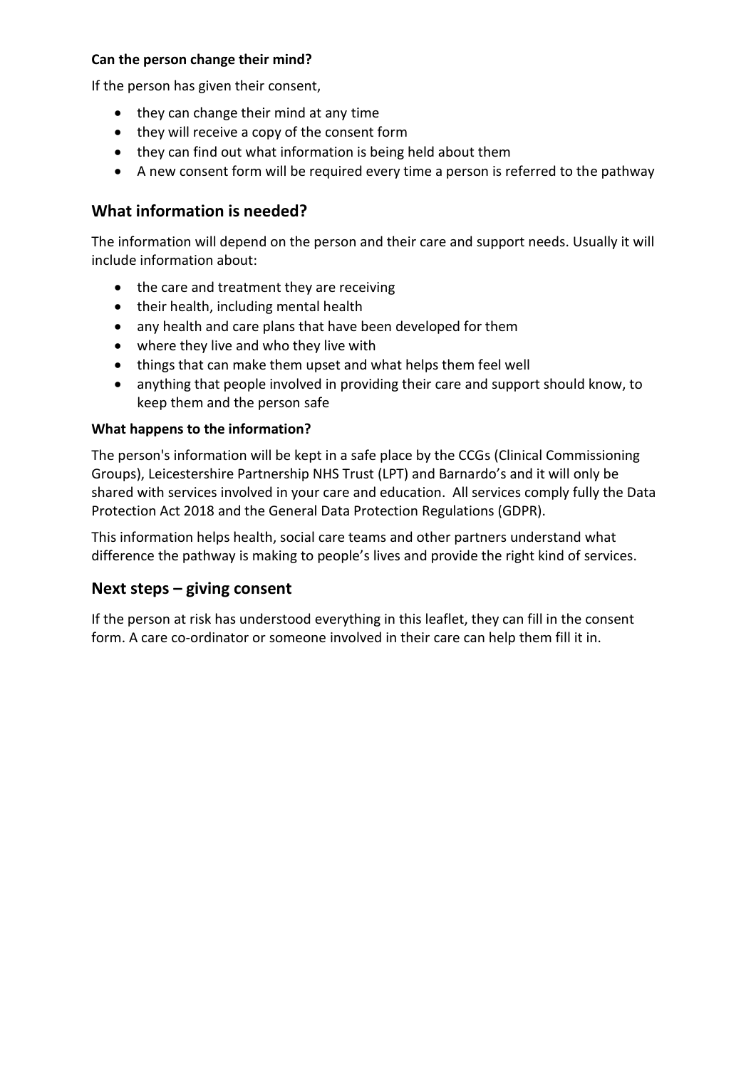**Can the person change their mind?**

If the person has given their consent,

- they can change their mind at any time
- they will receive a copy of the consent form
- they can find out what information is being held about them
- A new consent form will be required every time a person is referred to the pathway

## What information is needed?

The information will depend on the person and their care and support needs. Usually it will include information about:

- the care and treatment they are receiving
- their health, including mental health
- any health and care plans that have been developed for them
- where they live and who they live with
- things that can make them upset and what helps them feel well
- anything that people involved in providing their care and support should know, to keep them and the person safe

**What happens to the information?**

The person's information will be kept in a safe place by the CCGs (Clinical Commissioning Groups), Leicestershire Partnership NHS Trust (LPT) and Barnardo's and it will only be shared with services involved in your care and education. All services comply fully the Data Protection Act 2018 and the General Data Protection Regulations (GDPR).

This information helps health, social care teams and other partners understand what difference the pathway is making to people's lives and provide the right kind of services.

## Next steps – giving consent

If the person at risk has understood everything in this leaflet, they can fill in the consent form. A care co-ordinator or someone involved in their care can help them fill it in.